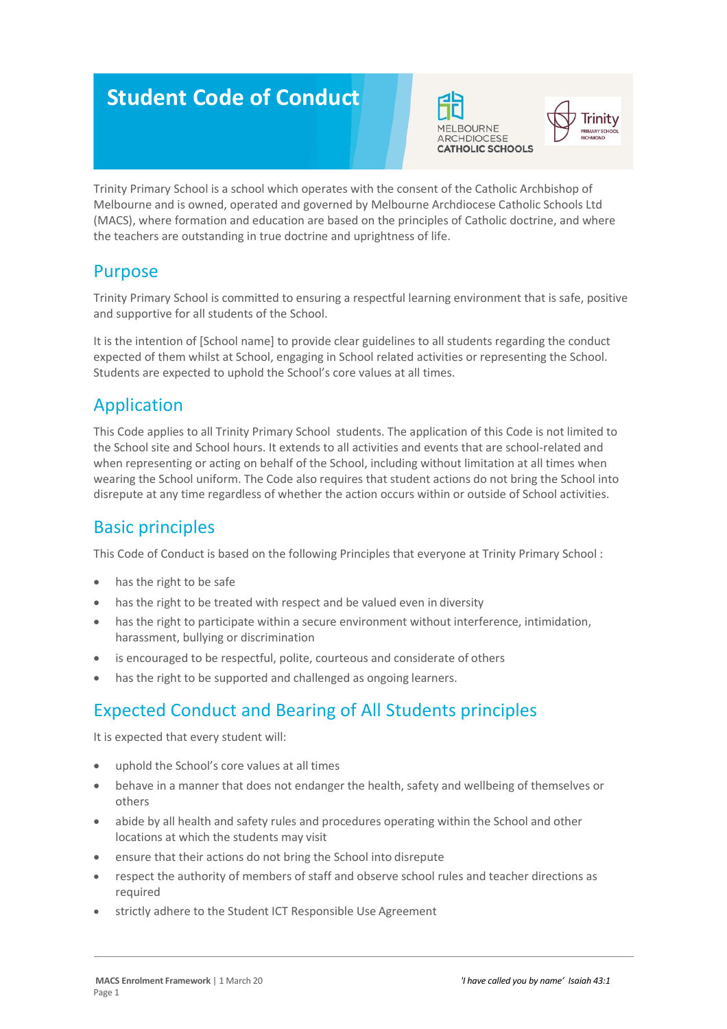# Student Code of Conduct

Trinity Primary School is a school which operates with the consent of the Catholic Archbishop of Melbourne and is owned, operated and governed by Melbourne Archdiocese Catholic Schools Ltd (MACS), where formation and education are based on the principles of Catholic doctrine, and where the teachers are outstanding in true doctrine and uprightness of life.

## Purpose

Trinity Primary School is committed to ensuring a respectful learning environment that is safe, positive and supportive for all students of the School.

It is the intention of [School name] to provide clear guidelines to all students regarding the conduct expected of them whilst at School, engaging in School related activities or representing the School. Students are expected to uphold the School's core values at all times.

## Application

This Code applies to all Trinity Primary School students. The application of this Code is not limited to the School site and School hours. It extends to all activities and events that are school-related and when representing or acting on behalf of the School, including without limitation at all times when wearing the School uniform. The Code also requires that student actions do not bring the School into disrepute at any time regardless of whether the action occurs within or outside of School activities.

## Basic principles

This Code of Conduct is based on the following Principles that everyone at Trinity Primary School :

- has the right to be safe
- has the right to be treated with respect and be valued even in diversity
- has the right to participate within a secure environment without interference, intimidation, harassment, bullying or discrimination
- is encouraged to be respectful, polite, courteous and considerate of others
- has the right to be supported and challenged as ongoing learners.

## Expected Conduct and Bearing of All Students principles

It is expected that every student will:

- uphold the School's core values at all times
- behave in a manner that does not endanger the health, safety and wellbeing of themselves or others
- abide by all health and safety rules and procedures operating within the School and other locations at which the students may visit
- ensure that their actions do not bring the School into disrepute
- respect the authority of members of staff and observe school rules and teacher directions as required
- strictly adhere to the Student ICT Responsible Use Agreement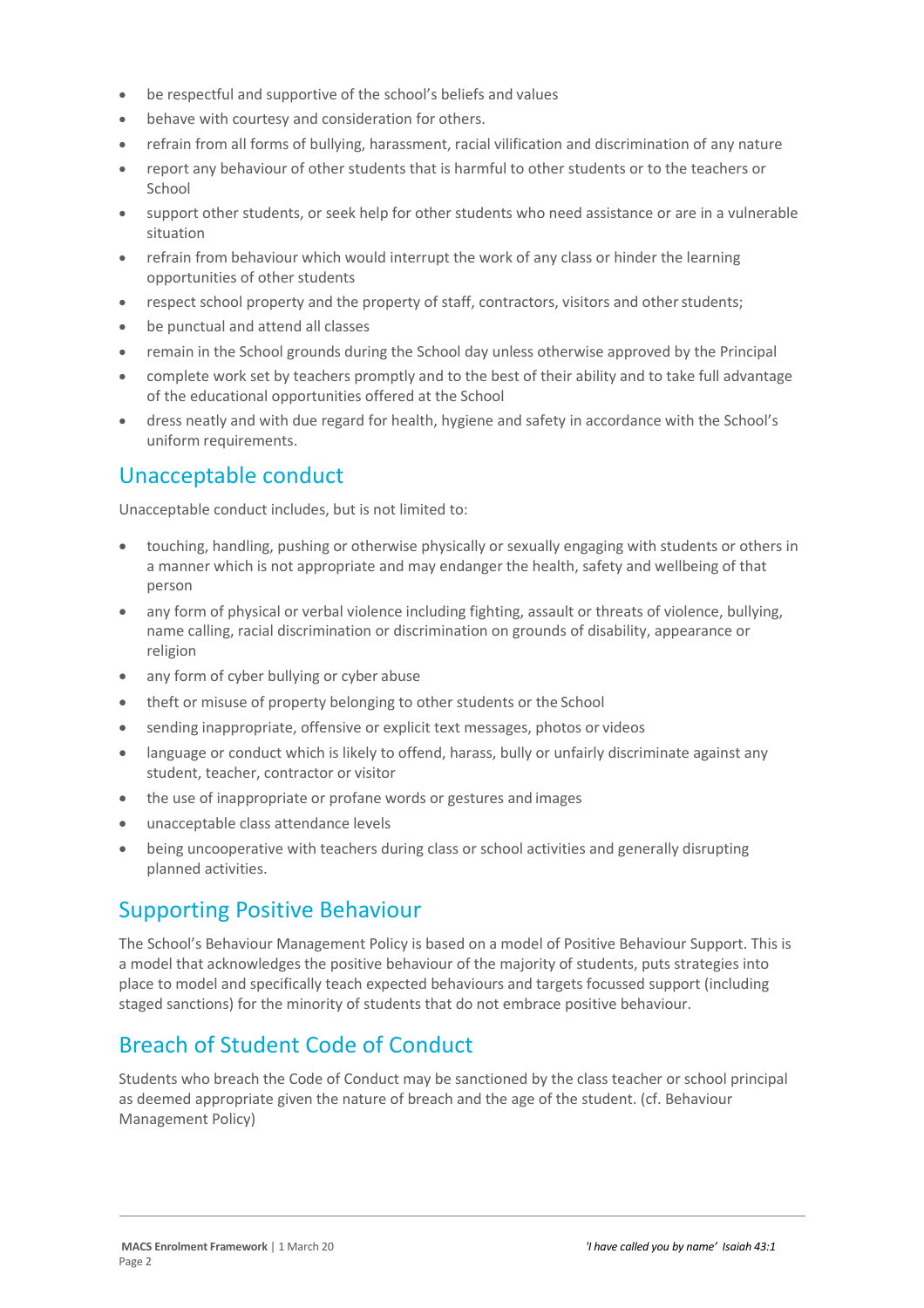- be respectful and supportive of the school's beliefs and values
- behave with courtesy and consideration for others.
- refrain from all forms of bullying, harassment, racial vilification and discrimination of any nature
- report any behaviour of other students that is harmful to other students or to the teachers or School
- support other students, or seek help for other students who need assistance or are in a vulnerable situation
- refrain from behaviour which would interrupt the work of any class or hinder the learning opportunities of other students
- respect school property and the property of staff, contractors, visitors and other students;
- be punctual and attend all classes
- remain in the School grounds during the School day unless otherwise approved by the Principal
- complete work set by teachers promptly and to the best of their ability and to take full advantage of the educational opportunities offered at the School
- dress neatly and with due regard for health, hygiene and safety in accordance with the School's uniform requirements.

## Unacceptable conduct

Unacceptable conduct includes, but is not limited to:

- touching, handling, pushing or otherwise physically or sexually engaging with students or others in a manner which is not appropriate and may endanger the health, safety and wellbeing of that person
- any form of physical or verbal violence including fighting, assault or threats of violence, bullying, name calling, racial discrimination or discrimination on grounds of disability, appearance or religion
- any form of cyber bullying or cyber abuse
- theft or misuse of property belonging to other students or the School
- sending inappropriate, offensive or explicit text messages, photos or videos
- language or conduct which is likely to offend, harass, bully or unfairly discriminate against any student, teacher, contractor or visitor
- the use of inappropriate or profane words or gestures and images
- unacceptable class attendance levels
- being uncooperative with teachers during class or school activities and generally disrupting planned activities.

## Supporting Positive Behaviour

The School's Behaviour Management Policy is based on a model of Positive Behaviour Support. This is a model that acknowledges the positive behaviour of the majority of students, puts strategies into place to model and specifically teach expected behaviours and targets focussed support (including staged sanctions) for the minority of students that do not embrace positive behaviour.

## Breach of Student Code of Conduct

Students who breach the Code of Conduct may be sanctioned by the class teacher or school principal as deemed appropriate given the nature of breach and the age of the student. (cf. Behaviour Management Policy)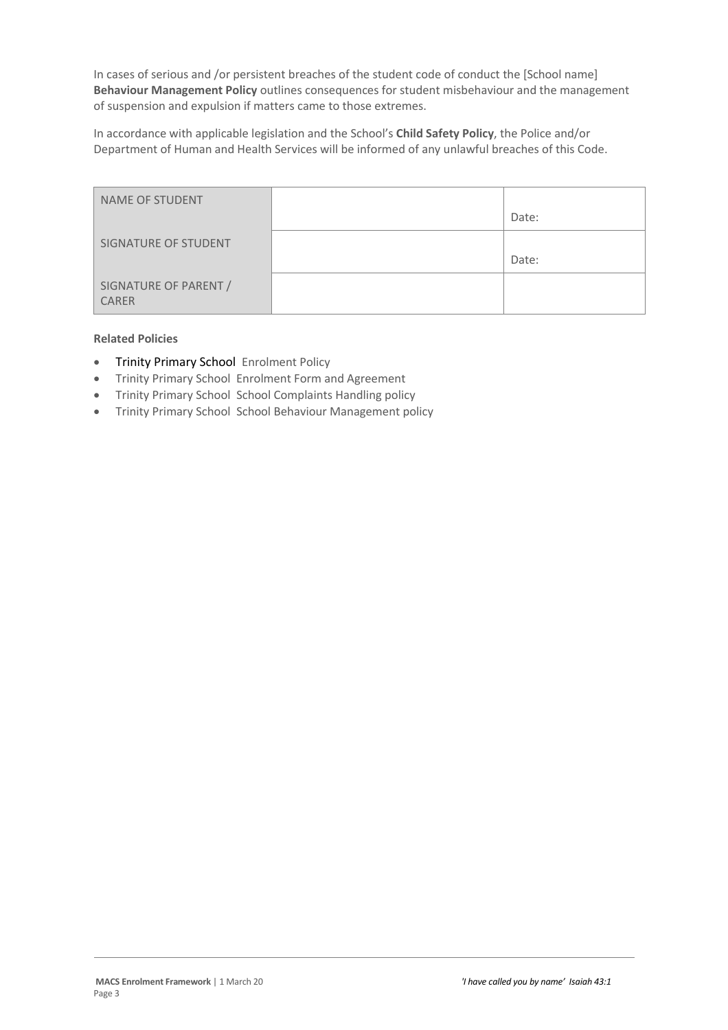In cases of serious and /or persistent breaches of the student code of conduct the [School name] **Behaviour Management Policy** outlines consequences for student misbehaviour and the management of suspension and expulsion if matters came to those extremes.

In accordance with applicable legislation and the School's **Child Safety Policy**, the Police and/or Department of Human and Health Services will be informed of any unlawful breaches of this Code.

| | | |
|---|---|---|
| NAME OF STUDENT | | Date: |
| SIGNATURE OF STUDENT | | Date: |
| SIGNATURE OF PARENT / CARER | | |

**Related Policies**

- Trinity Primary School  Enrolment Policy
- Trinity Primary School  Enrolment Form and Agreement
- Trinity Primary School  School Complaints Handling policy
- Trinity Primary School  School Behaviour Management policy